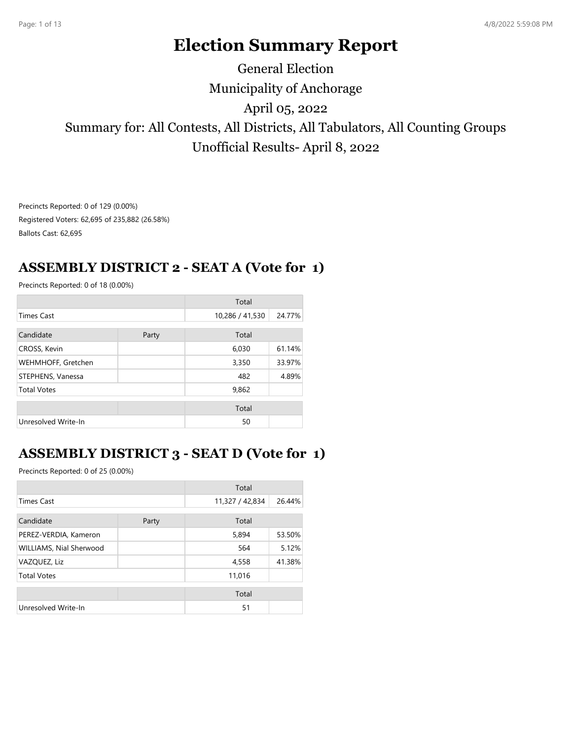# Election Summary Report

General Election

Municipality of Anchorage

April 05, 2022

Summary for: All Contests, All Districts, All Tabulators, All Counting Groups

Unofficial Results- April 8, 2022

Precincts Reported: 0 of 129 (0.00%)

Registered Voters: 62,695 of 235,882 (26.58%)

Ballots Cast: 62,695

## ASSEMBLY DISTRICT 2 - SEAT A (Vote for 1)

Precincts Reported: 0 of 18 (0.00%)

| | | Total | |
|---|---|---|---|
| Times Cast | | 10,286 / 41,530 | 24.77% |

| Candidate | Party | Total | |
|---|---|---|---|
| CROSS, Kevin | | 6,030 | 61.14% |
| WEHMHOFF, Gretchen | | 3,350 | 33.97% |
| STEPHENS, Vanessa | | 482 | 4.89% |
| Total Votes | | 9,862 | |

| | | Total | |
|---|---|---|---|
| Unresolved Write-In | | 50 | |

## ASSEMBLY DISTRICT 3 - SEAT D (Vote for 1)

Precincts Reported: 0 of 25 (0.00%)

| | | Total | |
|---|---|---|---|
| Times Cast | | 11,327 / 42,834 | 26.44% |

| Candidate | Party | Total | |
|---|---|---|---|
| PEREZ-VERDIA, Kameron | | 5,894 | 53.50% |
| WILLIAMS, Nial Sherwood | | 564 | 5.12% |
| VAZQUEZ, Liz | | 4,558 | 41.38% |
| Total Votes | | 11,016 | |

| | | Total | |
|---|---|---|---|
| Unresolved Write-In | | 51 | |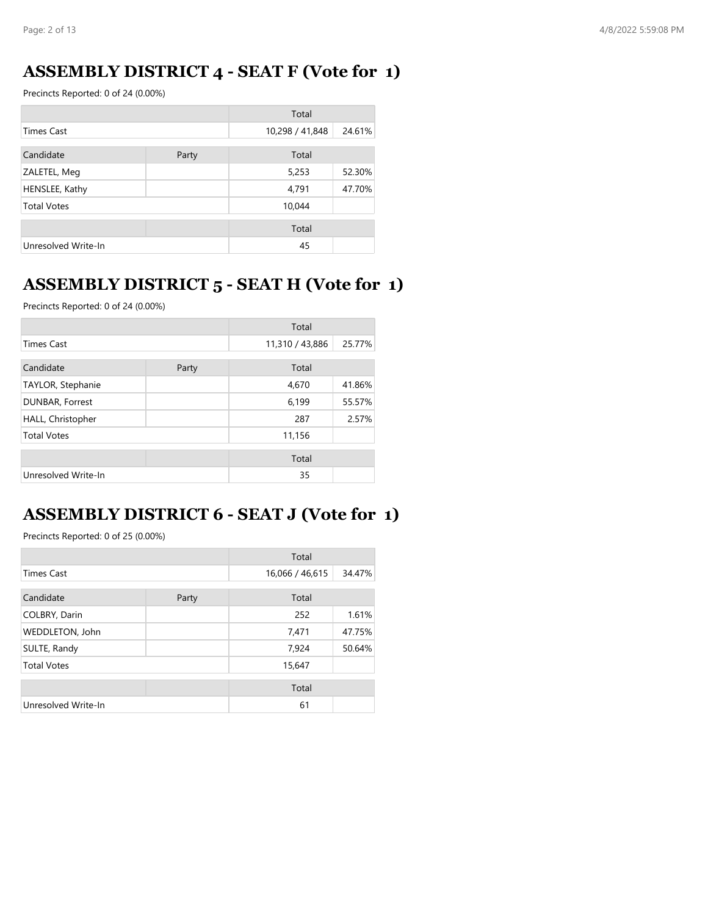## ASSEMBLY DISTRICT 4 - SEAT F (Vote for 1)

Precincts Reported: 0 of 24 (0.00%)

| | | Total | |
|---|---|---|---|
| Times Cast | | 10,298 / 41,848 | 24.61% |
| **Candidate** | **Party** | **Total** | |
| ZALETEL, Meg | | 5,253 | 52.30% |
| HENSLEE, Kathy | | 4,791 | 47.70% |
| Total Votes | | 10,044 | |

| | | Total | |
|---|---|---|---|
| Unresolved Write-In | | 45 | |

## ASSEMBLY DISTRICT 5 - SEAT H (Vote for 1)

Precincts Reported: 0 of 24 (0.00%)

| | | Total | |
|---|---|---|---|
| Times Cast | | 11,310 / 43,886 | 25.77% |
| **Candidate** | **Party** | **Total** | |
| TAYLOR, Stephanie | | 4,670 | 41.86% |
| DUNBAR, Forrest | | 6,199 | 55.57% |
| HALL, Christopher | | 287 | 2.57% |
| Total Votes | | 11,156 | |

| | | Total | |
|---|---|---|---|
| Unresolved Write-In | | 35 | |

## ASSEMBLY DISTRICT 6 - SEAT J (Vote for 1)

Precincts Reported: 0 of 25 (0.00%)

| | | Total | |
|---|---|---|---|
| Times Cast | | 16,066 / 46,615 | 34.47% |
| **Candidate** | **Party** | **Total** | |
| COLBRY, Darin | | 252 | 1.61% |
| WEDDLETON, John | | 7,471 | 47.75% |
| SULTE, Randy | | 7,924 | 50.64% |
| Total Votes | | 15,647 | |

| | | Total | |
|---|---|---|---|
| Unresolved Write-In | | 61 | |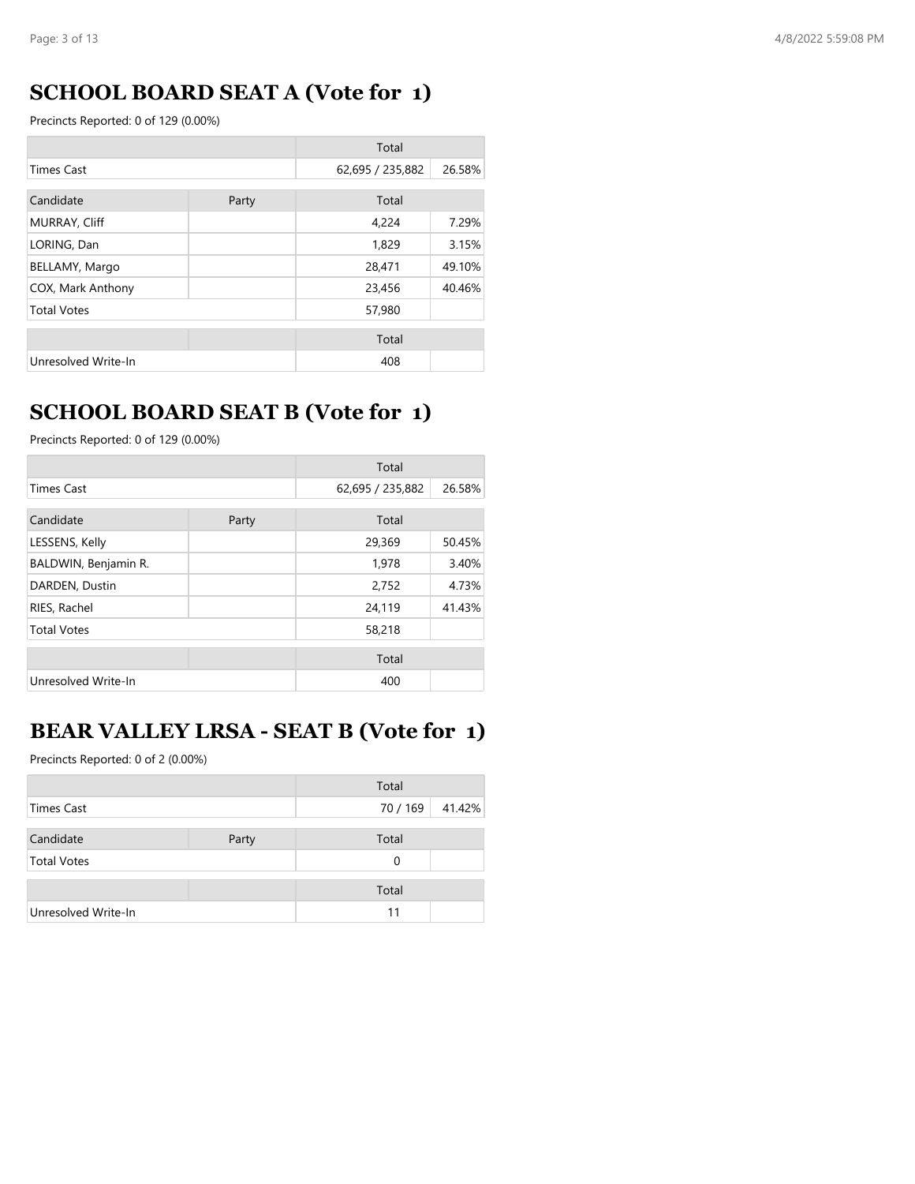## SCHOOL BOARD SEAT A (Vote for 1)

Precincts Reported: 0 of 129 (0.00%)

| | | Total | |
|---|---|---|---|
| Times Cast | | 62,695 / 235,882 | 26.58% |

| Candidate | Party | Total | |
|---|---|---|---|
| MURRAY, Cliff | | 4,224 | 7.29% |
| LORING, Dan | | 1,829 | 3.15% |
| BELLAMY, Margo | | 28,471 | 49.10% |
| COX, Mark Anthony | | 23,456 | 40.46% |
| Total Votes | | 57,980 | |

| | | Total | |
|---|---|---|---|
| Unresolved Write-In | | 408 | |

## SCHOOL BOARD SEAT B (Vote for 1)

Precincts Reported: 0 of 129 (0.00%)

| | | Total | |
|---|---|---|---|
| Times Cast | | 62,695 / 235,882 | 26.58% |

| Candidate | Party | Total | |
|---|---|---|---|
| LESSENS, Kelly | | 29,369 | 50.45% |
| BALDWIN, Benjamin R. | | 1,978 | 3.40% |
| DARDEN, Dustin | | 2,752 | 4.73% |
| RIES, Rachel | | 24,119 | 41.43% |
| Total Votes | | 58,218 | |

| | | Total | |
|---|---|---|---|
| Unresolved Write-In | | 400 | |

## BEAR VALLEY LRSA - SEAT B (Vote for 1)

Precincts Reported: 0 of 2 (0.00%)

| | | Total | |
|---|---|---|---|
| Times Cast | | 70 / 169 | 41.42% |

| Candidate | Party | Total | |
|---|---|---|---|
| Total Votes | | 0 | |

| | | Total | |
|---|---|---|---|
| Unresolved Write-In | | 11 | |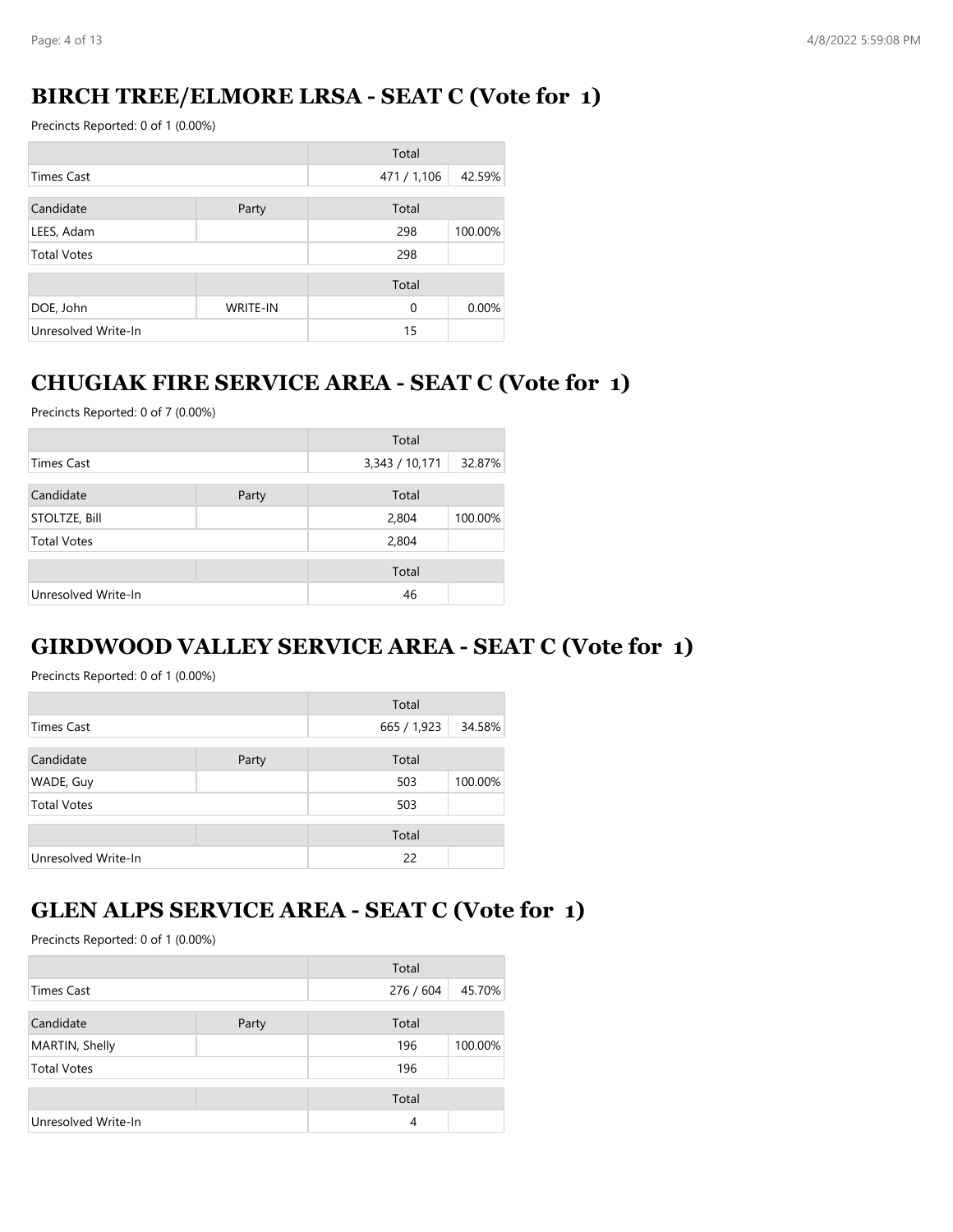## BIRCH TREE/ELMORE LRSA - SEAT C (Vote for 1)

Precincts Reported: 0 of 1 (0.00%)

| | | Total | |
|---|---|---|---|
| Times Cast | | 471 / 1,106 | 42.59% |

| Candidate | Party | Total | |
|---|---|---|---|
| LEES, Adam | | 298 | 100.00% |
| Total Votes | | 298 | |

| | | Total | |
|---|---|---|---|
| DOE, John | WRITE-IN | 0 | 0.00% |
| Unresolved Write-In | | 15 | |

## CHUGIAK FIRE SERVICE AREA - SEAT C (Vote for 1)

Precincts Reported: 0 of 7 (0.00%)

| | | Total | |
|---|---|---|---|
| Times Cast | | 3,343 / 10,171 | 32.87% |

| Candidate | Party | Total | |
|---|---|---|---|
| STOLTZE, Bill | | 2,804 | 100.00% |
| Total Votes | | 2,804 | |

| | | Total | |
|---|---|---|---|
| Unresolved Write-In | | 46 | |

## GIRDWOOD VALLEY SERVICE AREA - SEAT C (Vote for 1)

Precincts Reported: 0 of 1 (0.00%)

| | | Total | |
|---|---|---|---|
| Times Cast | | 665 / 1,923 | 34.58% |

| Candidate | Party | Total | |
|---|---|---|---|
| WADE, Guy | | 503 | 100.00% |
| Total Votes | | 503 | |

| | | Total | |
|---|---|---|---|
| Unresolved Write-In | | 22 | |

## GLEN ALPS SERVICE AREA - SEAT C (Vote for 1)

Precincts Reported: 0 of 1 (0.00%)

| | | Total | |
|---|---|---|---|
| Times Cast | | 276 / 604 | 45.70% |

| Candidate | Party | Total | |
|---|---|---|---|
| MARTIN, Shelly | | 196 | 100.00% |
| Total Votes | | 196 | |

| | | Total | |
|---|---|---|---|
| Unresolved Write-In | | 4 | |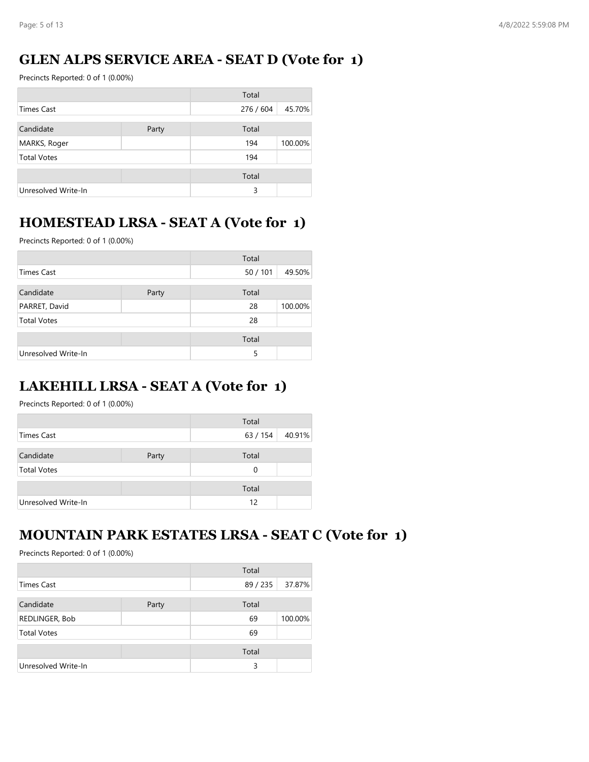## GLEN ALPS SERVICE AREA - SEAT D (Vote for 1)

Precincts Reported: 0 of 1 (0.00%)

| | | Total | |
|---|---|---|---|
| Times Cast | | 276 / 604 | 45.70% |

| Candidate | Party | Total | |
|---|---|---|---|
| MARKS, Roger | | 194 | 100.00% |
| Total Votes | | 194 | |

| | | Total | |
|---|---|---|---|
| Unresolved Write-In | | 3 | |

## HOMESTEAD LRSA - SEAT A (Vote for 1)

Precincts Reported: 0 of 1 (0.00%)

| | | Total | |
|---|---|---|---|
| Times Cast | | 50 / 101 | 49.50% |

| Candidate | Party | Total | |
|---|---|---|---|
| PARRET, David | | 28 | 100.00% |
| Total Votes | | 28 | |

| | | Total | |
|---|---|---|---|
| Unresolved Write-In | | 5 | |

## LAKEHILL LRSA - SEAT A (Vote for 1)

Precincts Reported: 0 of 1 (0.00%)

| | | Total | |
|---|---|---|---|
| Times Cast | | 63 / 154 | 40.91% |

| Candidate | Party | Total | |
|---|---|---|---|
| Total Votes | | 0 | |

| | | Total | |
|---|---|---|---|
| Unresolved Write-In | | 12 | |

## MOUNTAIN PARK ESTATES LRSA - SEAT C (Vote for 1)

Precincts Reported: 0 of 1 (0.00%)

| | | Total | |
|---|---|---|---|
| Times Cast | | 89 / 235 | 37.87% |

| Candidate | Party | Total | |
|---|---|---|---|
| REDLINGER, Bob | | 69 | 100.00% |
| Total Votes | | 69 | |

| | | Total | |
|---|---|---|---|
| Unresolved Write-In | | 3 | |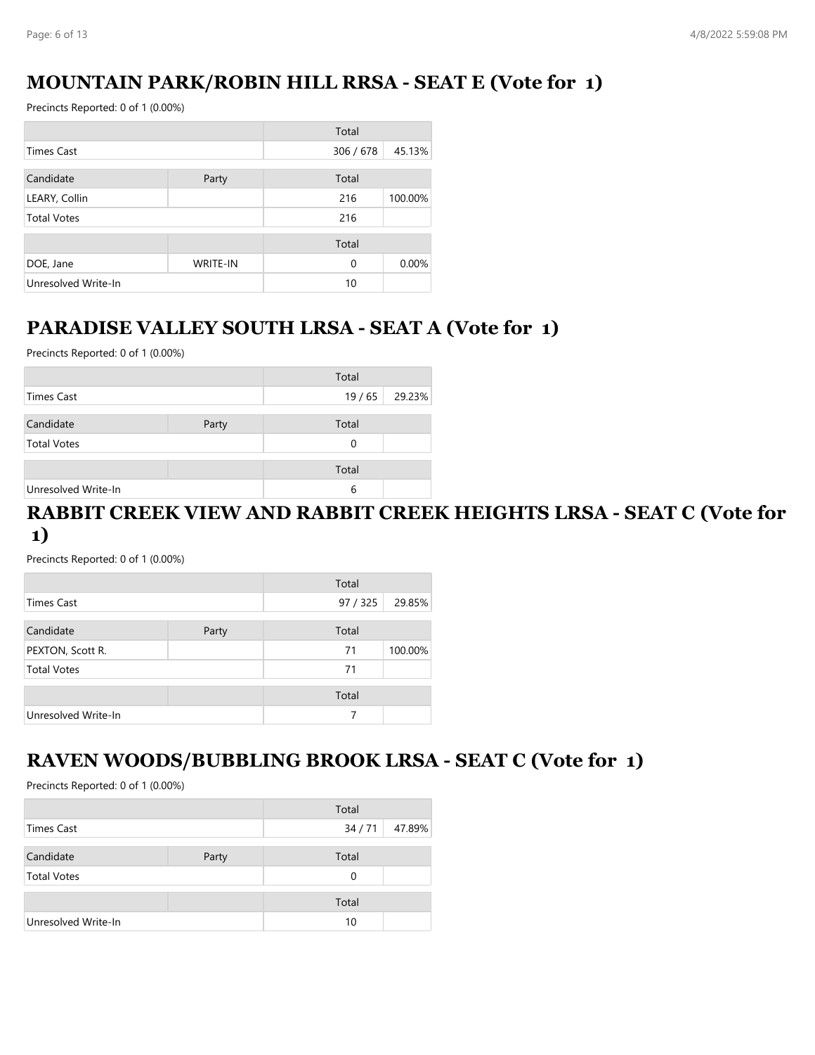## MOUNTAIN PARK/ROBIN HILL RRSA - SEAT E (Vote for 1)

Precincts Reported: 0 of 1 (0.00%)

| | | Total | |
|---|---|---|---|
| Times Cast | | 306 / 678 | 45.13% |

| Candidate | Party | Total | |
|---|---|---|---|
| LEARY, Collin | | 216 | 100.00% |
| Total Votes | | 216 | |

| | | Total | |
|---|---|---|---|
| DOE, Jane | WRITE-IN | 0 | 0.00% |
| Unresolved Write-In | | 10 | |

## PARADISE VALLEY SOUTH LRSA - SEAT A (Vote for 1)

Precincts Reported: 0 of 1 (0.00%)

| | | Total | |
|---|---|---|---|
| Times Cast | | 19 / 65 | 29.23% |

| Candidate | Party | Total | |
|---|---|---|---|
| Total Votes | | 0 | |

| | | Total | |
|---|---|---|---|
| Unresolved Write-In | | 6 | |

## RABBIT CREEK VIEW AND RABBIT CREEK HEIGHTS LRSA - SEAT C (Vote for 1)

Precincts Reported: 0 of 1 (0.00%)

| | | Total | |
|---|---|---|---|
| Times Cast | | 97 / 325 | 29.85% |

| Candidate | Party | Total | |
|---|---|---|---|
| PEXTON, Scott R. | | 71 | 100.00% |
| Total Votes | | 71 | |

| | | Total | |
|---|---|---|---|
| Unresolved Write-In | | 7 | |

## RAVEN WOODS/BUBBLING BROOK LRSA - SEAT C (Vote for 1)

Precincts Reported: 0 of 1 (0.00%)

| | | Total | |
|---|---|---|---|
| Times Cast | | 34 / 71 | 47.89% |

| Candidate | Party | Total | |
|---|---|---|---|
| Total Votes | | 0 | |

| | | Total | |
|---|---|---|---|
| Unresolved Write-In | | 10 | |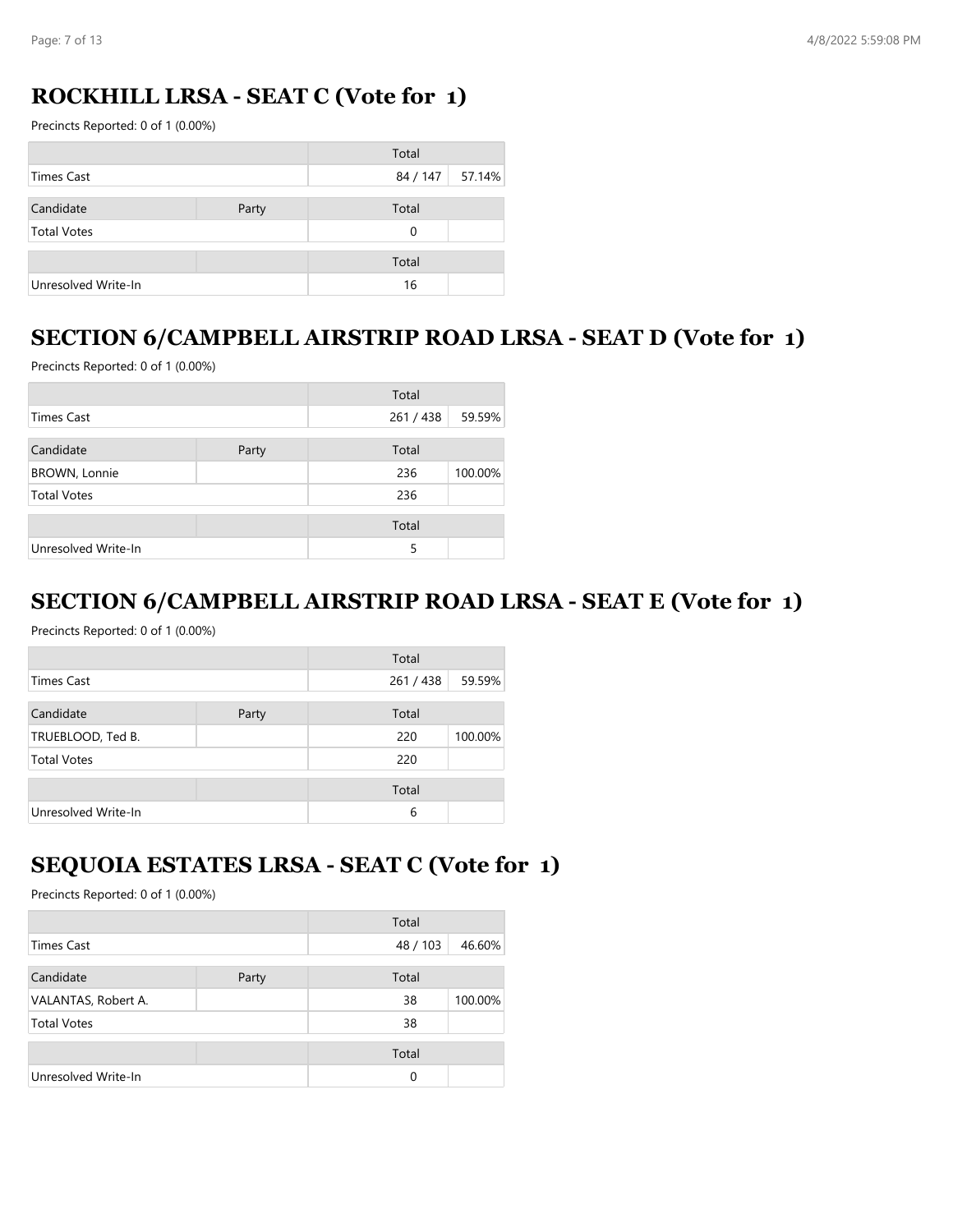## ROCKHILL LRSA - SEAT C (Vote for 1)

Precincts Reported: 0 of 1 (0.00%)

| | | Total | |
|---|---|---|---|
| Times Cast | | 84 / 147 | 57.14% |

| Candidate | Party | Total | |
|---|---|---|---|
| Total Votes | | 0 | |

| | | Total | |
|---|---|---|---|
| Unresolved Write-In | | 16 | |

## SECTION 6/CAMPBELL AIRSTRIP ROAD LRSA - SEAT D (Vote for 1)

Precincts Reported: 0 of 1 (0.00%)

| | | Total | |
|---|---|---|---|
| Times Cast | | 261 / 438 | 59.59% |

| Candidate | Party | Total | |
|---|---|---|---|
| BROWN, Lonnie | | 236 | 100.00% |
| Total Votes | | 236 | |

| | | Total | |
|---|---|---|---|
| Unresolved Write-In | | 5 | |

## SECTION 6/CAMPBELL AIRSTRIP ROAD LRSA - SEAT E (Vote for 1)

Precincts Reported: 0 of 1 (0.00%)

| | | Total | |
|---|---|---|---|
| Times Cast | | 261 / 438 | 59.59% |

| Candidate | Party | Total | |
|---|---|---|---|
| TRUEBLOOD, Ted B. | | 220 | 100.00% |
| Total Votes | | 220 | |

| | | Total | |
|---|---|---|---|
| Unresolved Write-In | | 6 | |

## SEQUOIA ESTATES LRSA - SEAT C (Vote for 1)

Precincts Reported: 0 of 1 (0.00%)

| | | Total | |
|---|---|---|---|
| Times Cast | | 48 / 103 | 46.60% |

| Candidate | Party | Total | |
|---|---|---|---|
| VALANTAS, Robert A. | | 38 | 100.00% |
| Total Votes | | 38 | |

| | | Total | |
|---|---|---|---|
| Unresolved Write-In | | 0 | |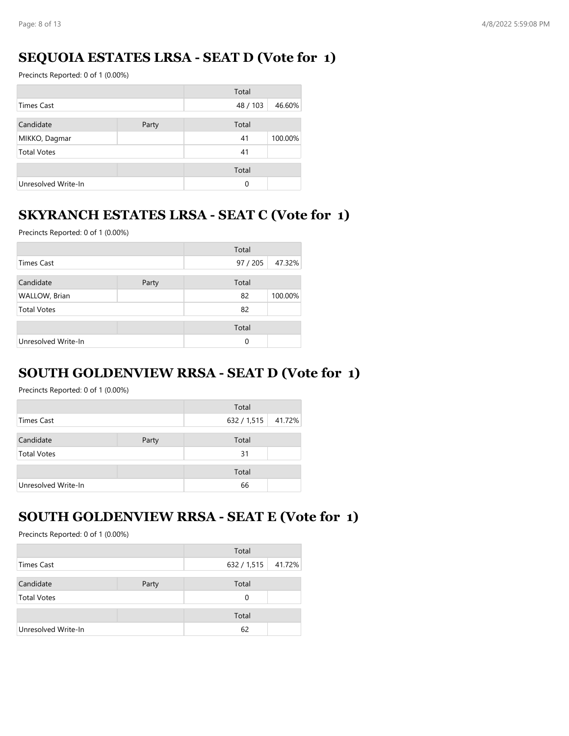## SEQUOIA ESTATES LRSA - SEAT D (Vote for 1)

Precincts Reported: 0 of 1 (0.00%)

| | | Total | |
|---|---|---|---|
| Times Cast | | 48 / 103 | 46.60% |

| Candidate | Party | Total | |
|---|---|---|---|
| MIKKO, Dagmar | | 41 | 100.00% |
| Total Votes | | 41 | |

| | | Total | |
|---|---|---|---|
| Unresolved Write-In | | 0 | |

## SKYRANCH ESTATES LRSA - SEAT C (Vote for 1)

Precincts Reported: 0 of 1 (0.00%)

| | | Total | |
|---|---|---|---|
| Times Cast | | 97 / 205 | 47.32% |

| Candidate | Party | Total | |
|---|---|---|---|
| WALLOW, Brian | | 82 | 100.00% |
| Total Votes | | 82 | |

| | | Total | |
|---|---|---|---|
| Unresolved Write-In | | 0 | |

## SOUTH GOLDENVIEW RRSA - SEAT D (Vote for 1)

Precincts Reported: 0 of 1 (0.00%)

| | | Total | |
|---|---|---|---|
| Times Cast | | 632 / 1,515 | 41.72% |

| Candidate | Party | Total | |
|---|---|---|---|
| Total Votes | | 31 | |

| | | Total | |
|---|---|---|---|
| Unresolved Write-In | | 66 | |

## SOUTH GOLDENVIEW RRSA - SEAT E (Vote for 1)

Precincts Reported: 0 of 1 (0.00%)

| | | Total | |
|---|---|---|---|
| Times Cast | | 632 / 1,515 | 41.72% |

| Candidate | Party | Total | |
|---|---|---|---|
| Total Votes | | 0 | |

| | | Total | |
|---|---|---|---|
| Unresolved Write-In | | 62 | |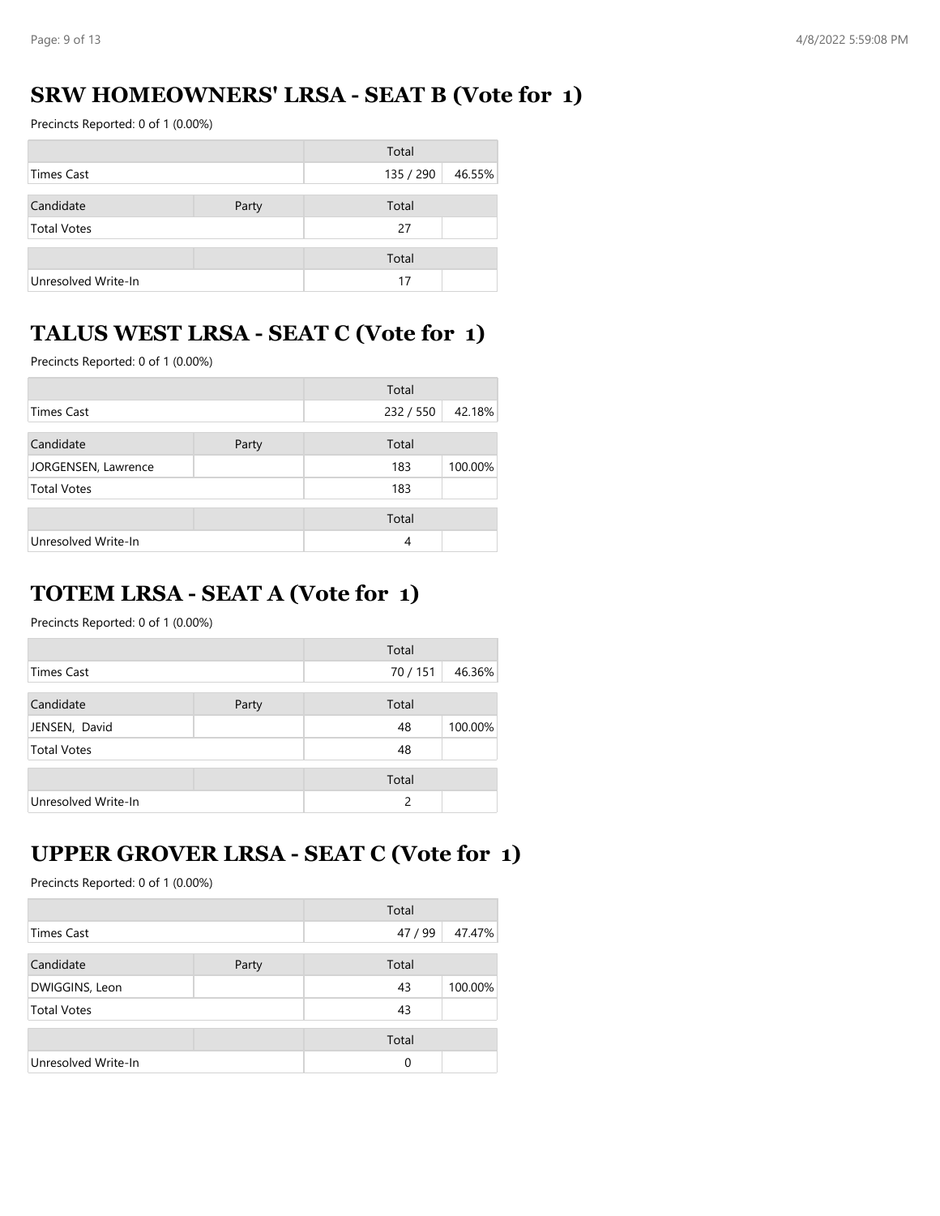## SRW HOMEOWNERS' LRSA - SEAT B (Vote for 1)

Precincts Reported: 0 of 1 (0.00%)

| | Total | |
|---|---|---|
| Times Cast | 135 / 290 | 46.55% |

| Candidate | Party | Total | |
|---|---|---|---|
| Total Votes | | 27 | |

| | | Total | |
|---|---|---|---|
| Unresolved Write-In | | 17 | |

## TALUS WEST LRSA - SEAT C (Vote for 1)

Precincts Reported: 0 of 1 (0.00%)

| | Total | |
|---|---|---|
| Times Cast | 232 / 550 | 42.18% |

| Candidate | Party | Total | |
|---|---|---|---|
| JORGENSEN, Lawrence | | 183 | 100.00% |
| Total Votes | | 183 | |

| | | Total | |
|---|---|---|---|
| Unresolved Write-In | | 4 | |

## TOTEM LRSA - SEAT A (Vote for 1)

Precincts Reported: 0 of 1 (0.00%)

| | Total | |
|---|---|---|
| Times Cast | 70 / 151 | 46.36% |

| Candidate | Party | Total | |
|---|---|---|---|
| JENSEN, David | | 48 | 100.00% |
| Total Votes | | 48 | |

| | | Total | |
|---|---|---|---|
| Unresolved Write-In | | 2 | |

## UPPER GROVER LRSA - SEAT C (Vote for 1)

Precincts Reported: 0 of 1 (0.00%)

| | Total | |
|---|---|---|
| Times Cast | 47 / 99 | 47.47% |

| Candidate | Party | Total | |
|---|---|---|---|
| DWIGGINS, Leon | | 43 | 100.00% |
| Total Votes | | 43 | |

| | | Total | |
|---|---|---|---|
| Unresolved Write-In | | 0 | |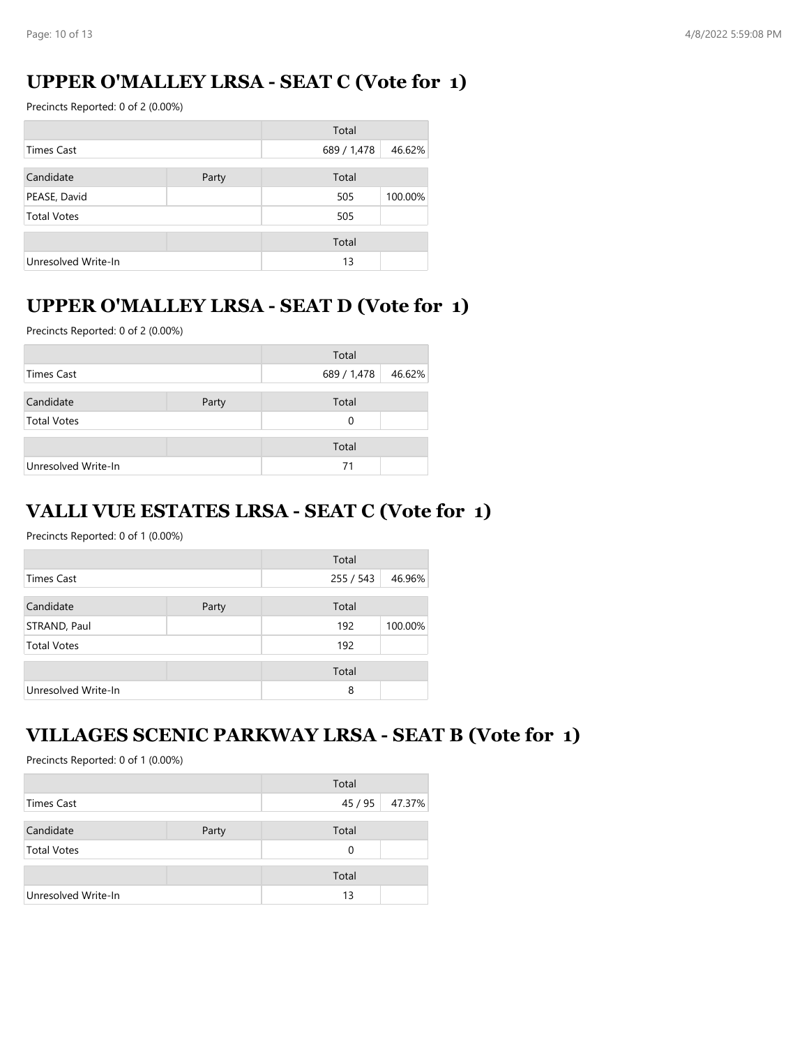## UPPER O'MALLEY LRSA - SEAT C (Vote for 1)

Precincts Reported: 0 of 2 (0.00%)

| | | Total | |
|---|---|---|---|
| Times Cast | | 689 / 1,478 | 46.62% |

| Candidate | Party | Total | |
|---|---|---|---|
| PEASE, David | | 505 | 100.00% |
| Total Votes | | 505 | |

| | | Total | |
|---|---|---|---|
| Unresolved Write-In | | 13 | |

## UPPER O'MALLEY LRSA - SEAT D (Vote for 1)

Precincts Reported: 0 of 2 (0.00%)

| | | Total | |
|---|---|---|---|
| Times Cast | | 689 / 1,478 | 46.62% |

| Candidate | Party | Total | |
|---|---|---|---|
| Total Votes | | 0 | |

| | | Total | |
|---|---|---|---|
| Unresolved Write-In | | 71 | |

## VALLI VUE ESTATES LRSA - SEAT C (Vote for 1)

Precincts Reported: 0 of 1 (0.00%)

| | | Total | |
|---|---|---|---|
| Times Cast | | 255 / 543 | 46.96% |

| Candidate | Party | Total | |
|---|---|---|---|
| STRAND, Paul | | 192 | 100.00% |
| Total Votes | | 192 | |

| | | Total | |
|---|---|---|---|
| Unresolved Write-In | | 8 | |

## VILLAGES SCENIC PARKWAY LRSA - SEAT B (Vote for 1)

Precincts Reported: 0 of 1 (0.00%)

| | | Total | |
|---|---|---|---|
| Times Cast | | 45 / 95 | 47.37% |

| Candidate | Party | Total | |
|---|---|---|---|
| Total Votes | | 0 | |

| | | Total | |
|---|---|---|---|
| Unresolved Write-In | | 13 | |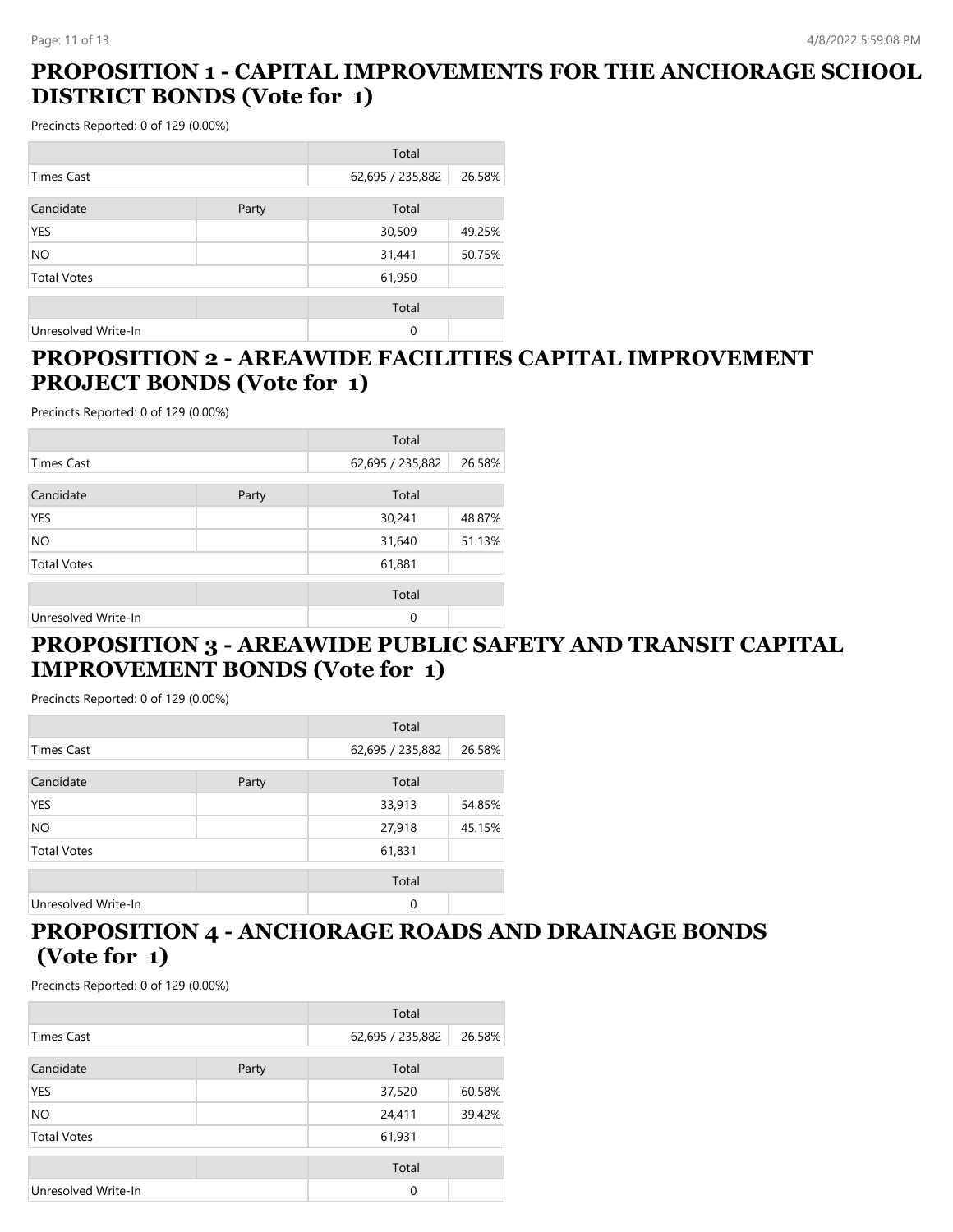## PROPOSITION 1 - CAPITAL IMPROVEMENTS FOR THE ANCHORAGE SCHOOL DISTRICT BONDS (Vote for 1)

Precincts Reported: 0 of 129 (0.00%)

| | | Total | |
|---|---|---|---|
| Times Cast | | 62,695 / 235,882 | 26.58% |

| Candidate | Party | Total | |
|---|---|---|---|
| YES | | 30,509 | 49.25% |
| NO | | 31,441 | 50.75% |
| Total Votes | | 61,950 | |

| | | Total | |
|---|---|---|---|
| Unresolved Write-In | | 0 | |

## PROPOSITION 2 - AREAWIDE FACILITIES CAPITAL IMPROVEMENT PROJECT BONDS (Vote for 1)

Precincts Reported: 0 of 129 (0.00%)

| | | Total | |
|---|---|---|---|
| Times Cast | | 62,695 / 235,882 | 26.58% |

| Candidate | Party | Total | |
|---|---|---|---|
| YES | | 30,241 | 48.87% |
| NO | | 31,640 | 51.13% |
| Total Votes | | 61,881 | |

| | | Total | |
|---|---|---|---|
| Unresolved Write-In | | 0 | |

## PROPOSITION 3 - AREAWIDE PUBLIC SAFETY AND TRANSIT CAPITAL IMPROVEMENT BONDS (Vote for 1)

Precincts Reported: 0 of 129 (0.00%)

| | | Total | |
|---|---|---|---|
| Times Cast | | 62,695 / 235,882 | 26.58% |

| Candidate | Party | Total | |
|---|---|---|---|
| YES | | 33,913 | 54.85% |
| NO | | 27,918 | 45.15% |
| Total Votes | | 61,831 | |

| | | Total | |
|---|---|---|---|
| Unresolved Write-In | | 0 | |

## PROPOSITION 4 - ANCHORAGE ROADS AND DRAINAGE BONDS (Vote for 1)

Precincts Reported: 0 of 129 (0.00%)

| | | Total | |
|---|---|---|---|
| Times Cast | | 62,695 / 235,882 | 26.58% |

| Candidate | Party | Total | |
|---|---|---|---|
| YES | | 37,520 | 60.58% |
| NO | | 24,411 | 39.42% |
| Total Votes | | 61,931 | |

| | | Total | |
|---|---|---|---|
| Unresolved Write-In | | 0 | |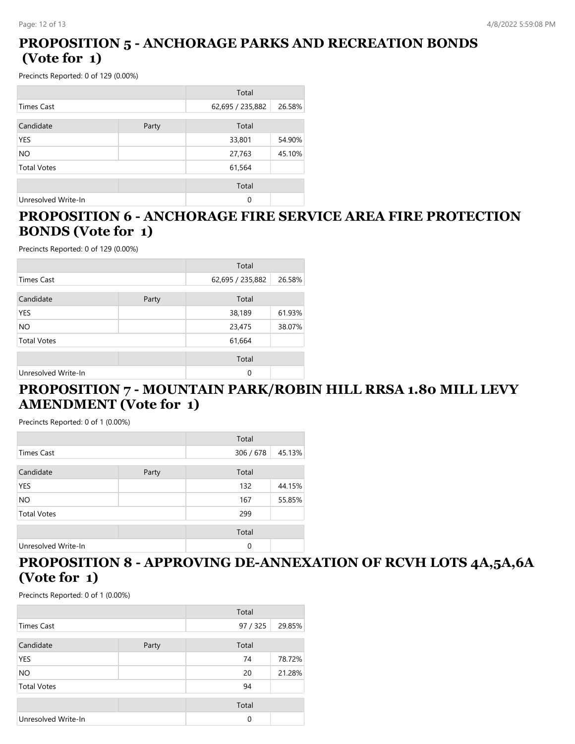## PROPOSITION 5 - ANCHORAGE PARKS AND RECREATION BONDS (Vote for 1)

Precincts Reported: 0 of 129 (0.00%)

| | | Total | |
|---|---|---|---|
| Times Cast | | 62,695 / 235,882 | 26.58% |
| Candidate | Party | Total | |
| YES | | 33,801 | 54.90% |
| NO | | 27,763 | 45.10% |
| Total Votes | | 61,564 | |
| | | Total | |
| Unresolved Write-In | | 0 | |

## PROPOSITION 6 - ANCHORAGE FIRE SERVICE AREA FIRE PROTECTION BONDS (Vote for 1)

Precincts Reported: 0 of 129 (0.00%)

| | | Total | |
|---|---|---|---|
| Times Cast | | 62,695 / 235,882 | 26.58% |
| Candidate | Party | Total | |
| YES | | 38,189 | 61.93% |
| NO | | 23,475 | 38.07% |
| Total Votes | | 61,664 | |
| | | Total | |
| Unresolved Write-In | | 0 | |

## PROPOSITION 7 - MOUNTAIN PARK/ROBIN HILL RRSA 1.80 MILL LEVY AMENDMENT (Vote for 1)

Precincts Reported: 0 of 1 (0.00%)

| | | Total | |
|---|---|---|---|
| Times Cast | | 306 / 678 | 45.13% |
| Candidate | Party | Total | |
| YES | | 132 | 44.15% |
| NO | | 167 | 55.85% |
| Total Votes | | 299 | |
| | | Total | |
| Unresolved Write-In | | 0 | |

## PROPOSITION 8 - APPROVING DE-ANNEXATION OF RCVH LOTS 4A,5A,6A (Vote for 1)

Precincts Reported: 0 of 1 (0.00%)

| | | Total | |
|---|---|---|---|
| Times Cast | | 97 / 325 | 29.85% |
| Candidate | Party | Total | |
| YES | | 74 | 78.72% |
| NO | | 20 | 21.28% |
| Total Votes | | 94 | |
| | | Total | |
| Unresolved Write-In | | 0 | |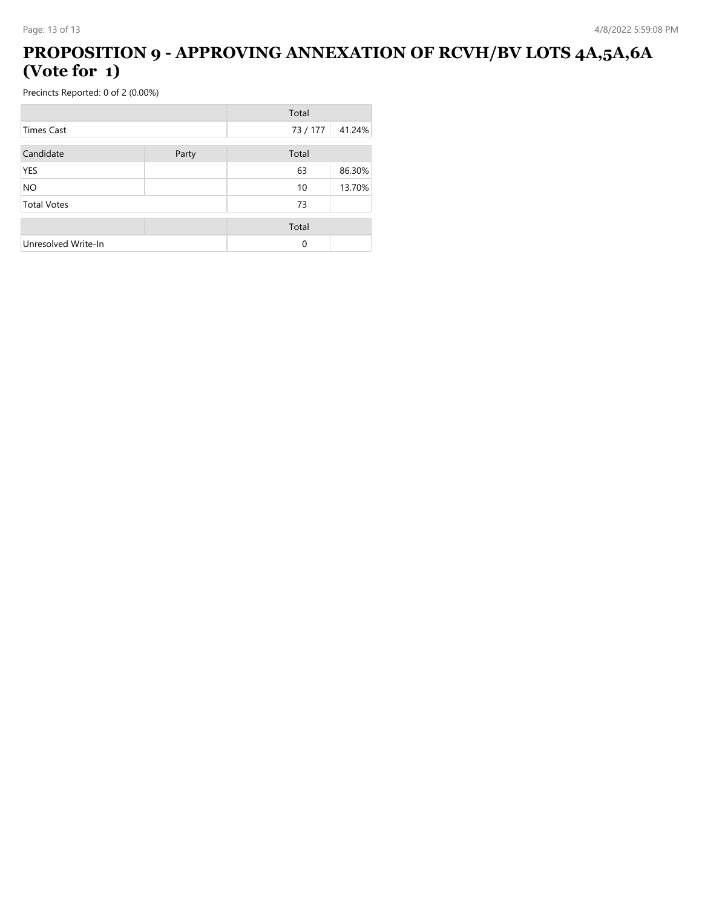# PROPOSITION 9 - APPROVING ANNEXATION OF RCVH/BV LOTS 4A,5A,6A (Vote for 1)

Precincts Reported: 0 of 2 (0.00%)

| | Total | |
|---|---|---|
| Times Cast | 73 / 177 | 41.24% |

| Candidate | Party | Total | |
|---|---|---|---|
| YES | | 63 | 86.30% |
| NO | | 10 | 13.70% |
| Total Votes | | 73 | |

| | | Total | |
|---|---|---|---|
| Unresolved Write-In | | 0 | |